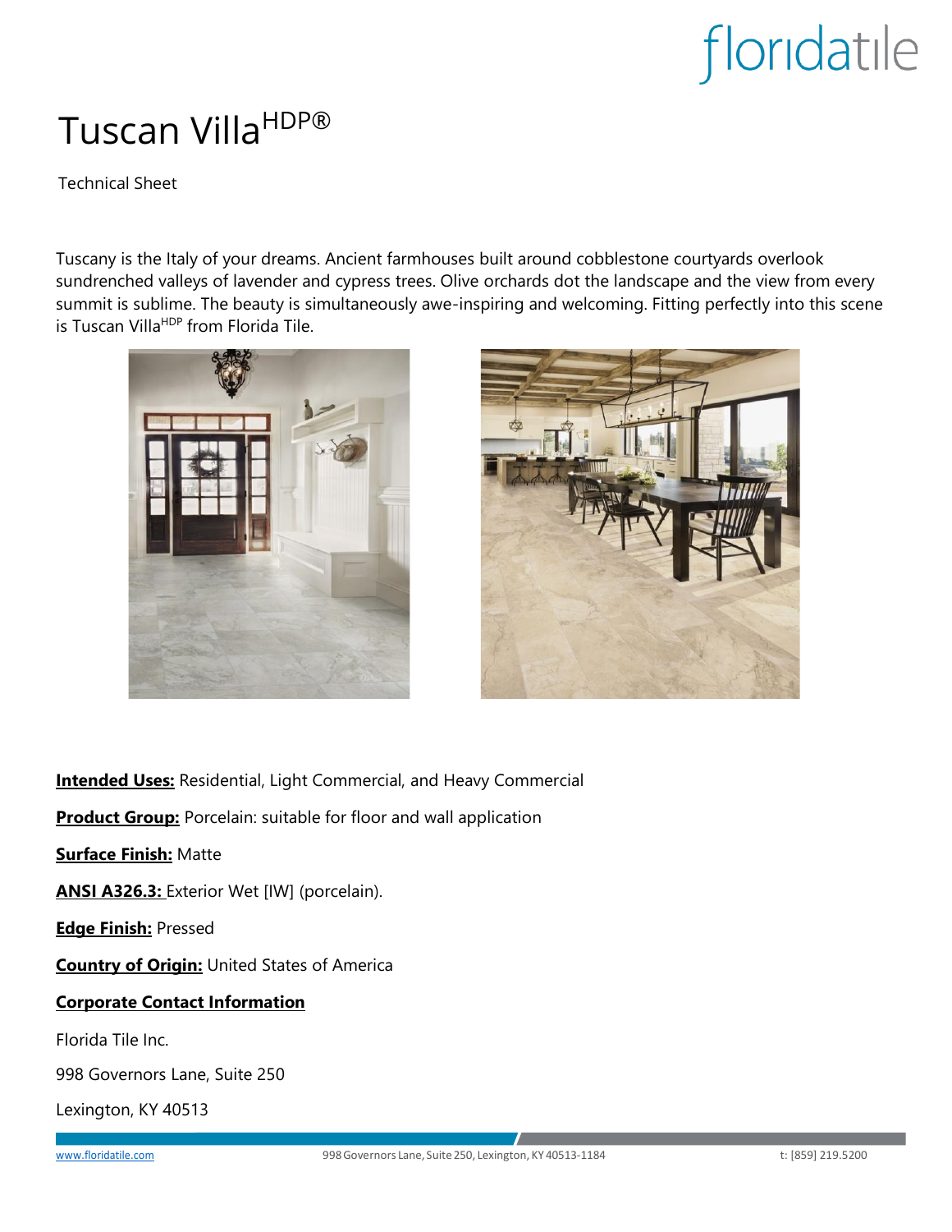# Tuscan Villa[HDP®]

Technical Sheet

Tuscany is the Italy of your dreams. Ancient farmhouses built around cobblestone courtyards overlook sundrenched valleys of lavender and cypress trees. Olive orchards dot the landscape and the view from every summit is sublime. The beauty is simultaneously awe-inspiring and welcoming. Fitting perfectly into this scene is Tuscan Villa[HDP] from Florida Tile.

**Intended Uses:** Residential, Light Commercial, and Heavy Commercial

**Product Group:** Porcelain: suitable for floor and wall application

**Surface Finish:** Matte

**ANSI A326.3:** Exterior Wet [IW] (porcelain).

**Edge Finish:** Pressed

**Country of Origin:** United States of America

**Corporate Contact Information**

Florida Tile Inc.

998 Governors Lane, Suite 250

Lexington, KY 40513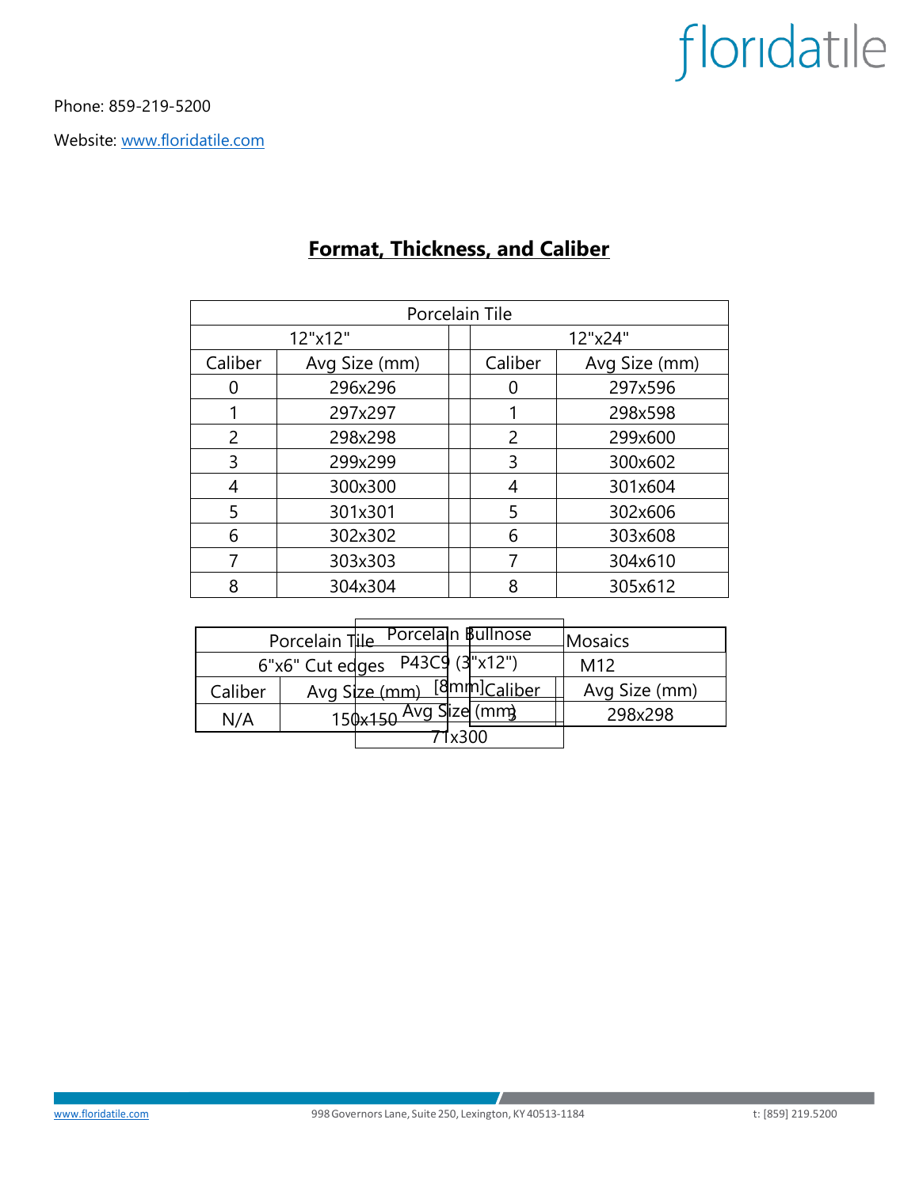Phone: 859-219-5200

Website: www.floridatile.com

## Format, Thickness, and Caliber

| Porcelain Tile | | | | |
|---|---|---|---|---|
| 12"x12" | | | 12"x24" | |
| Caliber | Avg Size (mm) | | Caliber | Avg Size (mm) |
| 0 | 296x296 | | 0 | 297x596 |
| 1 | 297x297 | | 1 | 298x598 |
| 2 | 298x298 | | 2 | 299x600 |
| 3 | 299x299 | | 3 | 300x602 |
| 4 | 300x300 | | 4 | 301x604 |
| 5 | 301x301 | | 5 | 302x606 |
| 6 | 302x302 | | 6 | 303x608 |
| 7 | 303x303 | | 7 | 304x610 |
| 8 | 304x304 | | 8 | 305x612 |

| Porcelain Tile | |
|---|---|
| 6"x6" Cut edges | |
| Caliber | Avg Size (mm) |
| N/A | 150x150 |

| Porcelain Bullnose | |
|---|---|
| P43C9 (3"x12") [8mm] | |
| Caliber | Avg Size (mm) |
| 3 | 71x300 |

| Mosaics | |
|---|---|
| M12 | |
| Caliber | Avg Size (mm) |
| | 298x298 |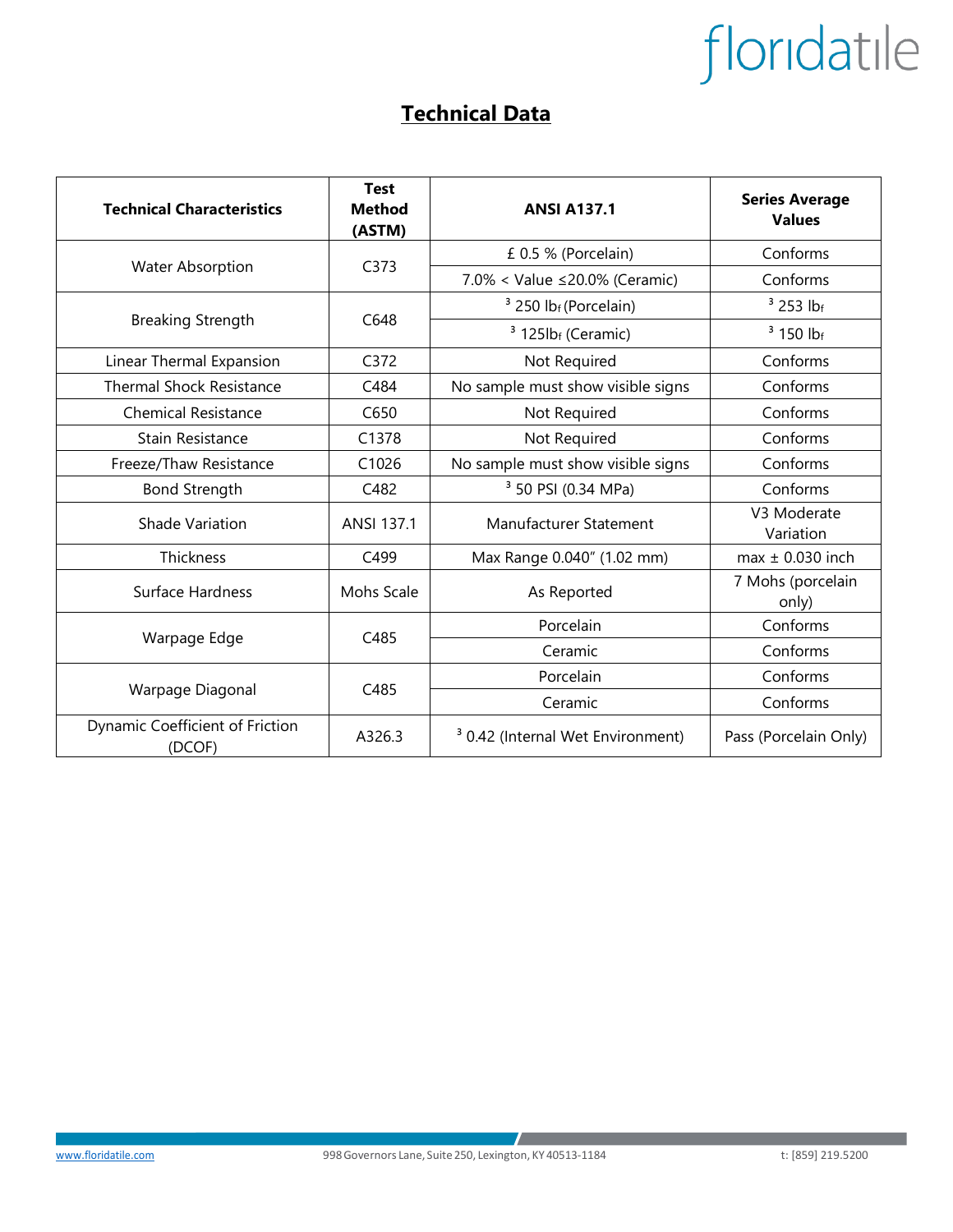## Technical Data

| Technical Characteristics | Test Method (ASTM) | ANSI A137.1 | Series Average Values |
|---|---|---|---|
| Water Absorption | C373 | £ 0.5 % (Porcelain) | Conforms |
| | | 7.0% < Value ≤20.0% (Ceramic) | Conforms |
| Breaking Strength | C648 | ³ 250 lb$_f$ (Porcelain) | ³ 253 lb$_f$ |
| | | ³ 125lb$_f$ (Ceramic) | ³ 150 lb$_f$ |
| Linear Thermal Expansion | C372 | Not Required | Conforms |
| Thermal Shock Resistance | C484 | No sample must show visible signs | Conforms |
| Chemical Resistance | C650 | Not Required | Conforms |
| Stain Resistance | C1378 | Not Required | Conforms |
| Freeze/Thaw Resistance | C1026 | No sample must show visible signs | Conforms |
| Bond Strength | C482 | ³ 50 PSI (0.34 MPa) | Conforms |
| Shade Variation | ANSI 137.1 | Manufacturer Statement | V3 Moderate Variation |
| Thickness | C499 | Max Range 0.040" (1.02 mm) | max ± 0.030 inch |
| Surface Hardness | Mohs Scale | As Reported | 7 Mohs (porcelain only) |
| Warpage Edge | C485 | Porcelain | Conforms |
| | | Ceramic | Conforms |
| Warpage Diagonal | C485 | Porcelain | Conforms |
| | | Ceramic | Conforms |
| Dynamic Coefficient of Friction (DCOF) | A326.3 | ³ 0.42 (Internal Wet Environment) | Pass (Porcelain Only) |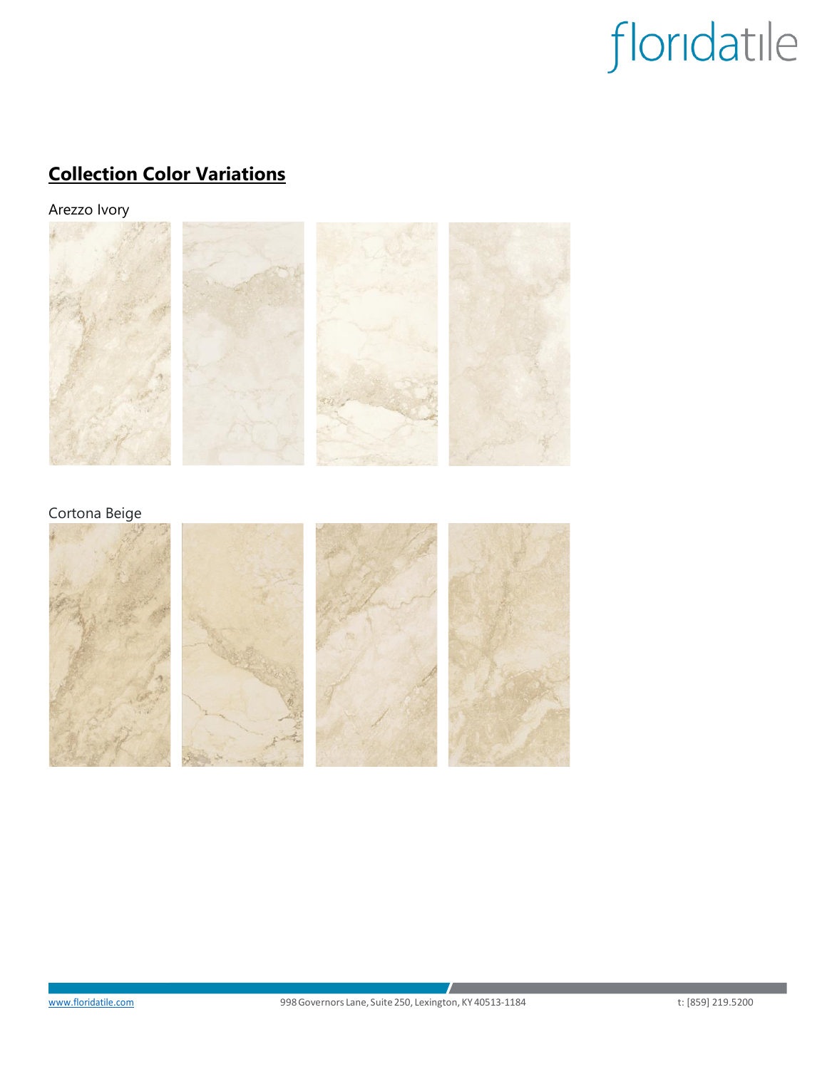## Collection Color Variations

Arezzo Ivory

Cortona Beige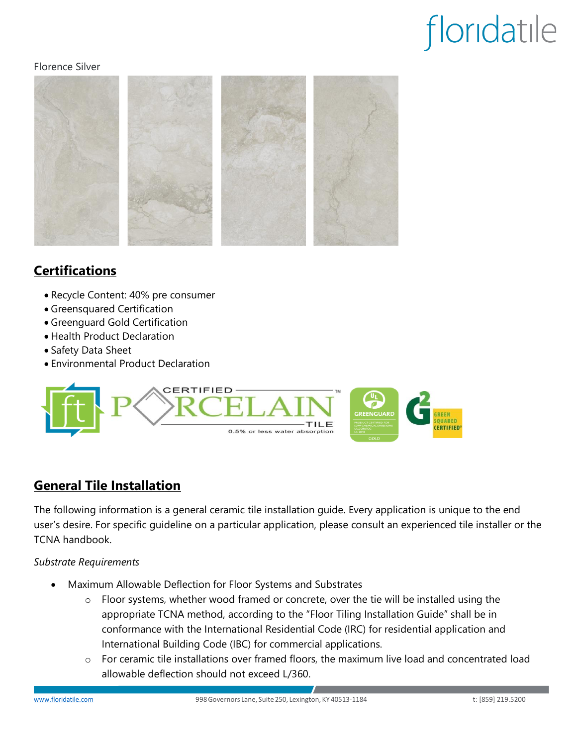Florence Silver

## Certifications

- Recycle Content: 40% pre consumer
- Greensquared Certification
- Greenguard Gold Certification
- Health Product Declaration
- Safety Data Sheet
- Environmental Product Declaration

## General Tile Installation

The following information is a general ceramic tile installation guide. Every application is unique to the end user's desire. For specific guideline on a particular application, please consult an experienced tile installer or the TCNA handbook.

*Substrate Requirements*

- Maximum Allowable Deflection for Floor Systems and Substrates
  - Floor systems, whether wood framed or concrete, over the tie will be installed using the appropriate TCNA method, according to the "Floor Tiling Installation Guide" shall be in conformance with the International Residential Code (IRC) for residential application and International Building Code (IBC) for commercial applications.
  - For ceramic tile installations over framed floors, the maximum live load and concentrated load allowable deflection should not exceed L/360.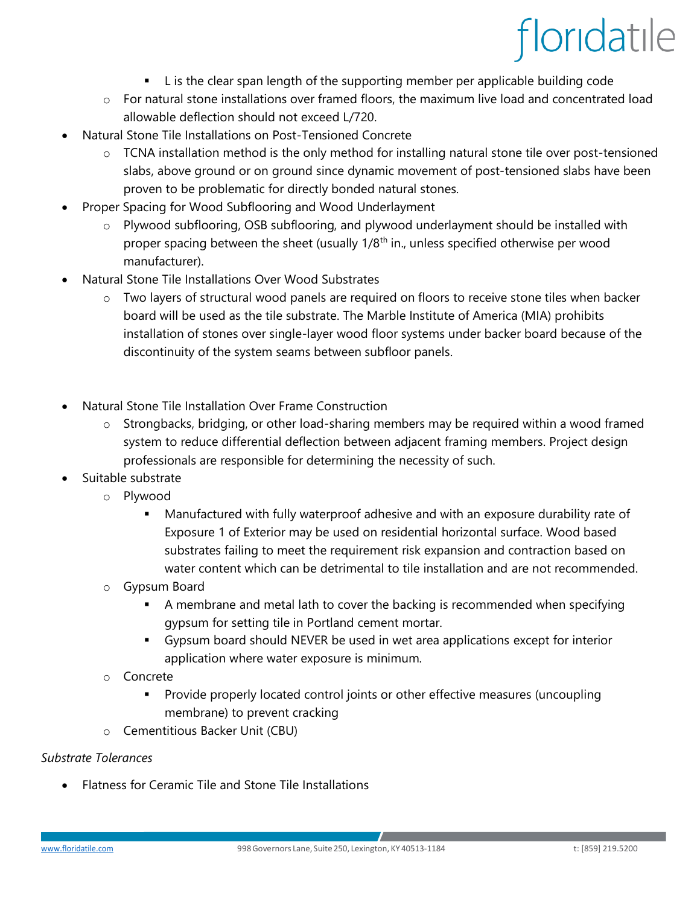- L is the clear span length of the supporting member per applicable building code
    - For natural stone installations over framed floors, the maximum live load and concentrated load allowable deflection should not exceed L/720.
- Natural Stone Tile Installations on Post-Tensioned Concrete
    - TCNA installation method is the only method for installing natural stone tile over post-tensioned slabs, above ground or on ground since dynamic movement of post-tensioned slabs have been proven to be problematic for directly bonded natural stones.
- Proper Spacing for Wood Subflooring and Wood Underlayment
    - Plywood subflooring, OSB subflooring, and plywood underlayment should be installed with proper spacing between the sheet (usually 1/8th in., unless specified otherwise per wood manufacturer).
- Natural Stone Tile Installations Over Wood Substrates
    - Two layers of structural wood panels are required on floors to receive stone tiles when backer board will be used as the tile substrate. The Marble Institute of America (MIA) prohibits installation of stones over single-layer wood floor systems under backer board because of the discontinuity of the system seams between subfloor panels.

- Natural Stone Tile Installation Over Frame Construction
    - Strongbacks, bridging, or other load-sharing members may be required within a wood framed system to reduce differential deflection between adjacent framing members. Project design professionals are responsible for determining the necessity of such.
- Suitable substrate
    - Plywood
        - Manufactured with fully waterproof adhesive and with an exposure durability rate of Exposure 1 of Exterior may be used on residential horizontal surface. Wood based substrates failing to meet the requirement risk expansion and contraction based on water content which can be detrimental to tile installation and are not recommended.
    - Gypsum Board
        - A membrane and metal lath to cover the backing is recommended when specifying gypsum for setting tile in Portland cement mortar.
        - Gypsum board should NEVER be used in wet area applications except for interior application where water exposure is minimum.
    - Concrete
        - Provide properly located control joints or other effective measures (uncoupling membrane) to prevent cracking
    - Cementitious Backer Unit (CBU)

*Substrate Tolerances*

- Flatness for Ceramic Tile and Stone Tile Installations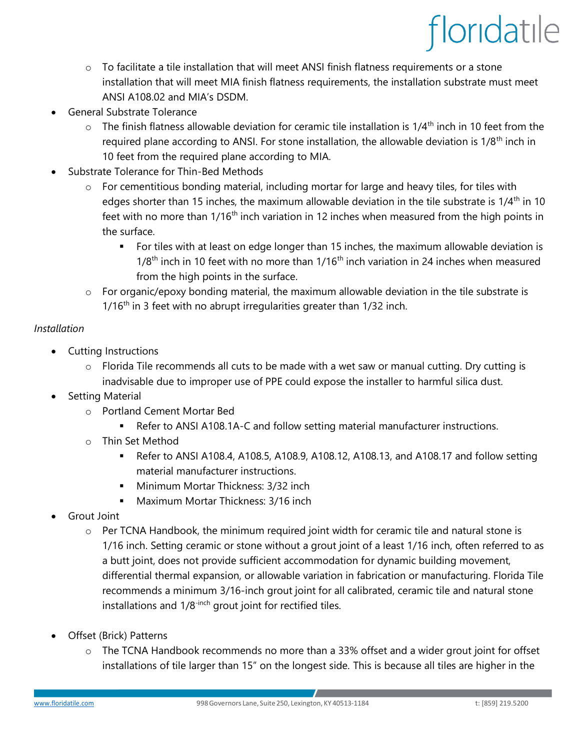- To facilitate a tile installation that will meet ANSI finish flatness requirements or a stone installation that will meet MIA finish flatness requirements, the installation substrate must meet ANSI A108.02 and MIA's DSDM.
- General Substrate Tolerance
  - The finish flatness allowable deviation for ceramic tile installation is 1/4th inch in 10 feet from the required plane according to ANSI. For stone installation, the allowable deviation is 1/8th inch in 10 feet from the required plane according to MIA.
- Substrate Tolerance for Thin-Bed Methods
  - For cementitious bonding material, including mortar for large and heavy tiles, for tiles with edges shorter than 15 inches, the maximum allowable deviation in the tile substrate is 1/4th in 10 feet with no more than 1/16th inch variation in 12 inches when measured from the high points in the surface.
    - For tiles with at least on edge longer than 15 inches, the maximum allowable deviation is 1/8th inch in 10 feet with no more than 1/16th inch variation in 24 inches when measured from the high points in the surface.
  - For organic/epoxy bonding material, the maximum allowable deviation in the tile substrate is 1/16th in 3 feet with no abrupt irregularities greater than 1/32 inch.

*Installation*

- Cutting Instructions
  - Florida Tile recommends all cuts to be made with a wet saw or manual cutting. Dry cutting is inadvisable due to improper use of PPE could expose the installer to harmful silica dust.
- Setting Material
  - Portland Cement Mortar Bed
    - Refer to ANSI A108.1A-C and follow setting material manufacturer instructions.
  - Thin Set Method
    - Refer to ANSI A108.4, A108.5, A108.9, A108.12, A108.13, and A108.17 and follow setting material manufacturer instructions.
    - Minimum Mortar Thickness: 3/32 inch
    - Maximum Mortar Thickness: 3/16 inch
- Grout Joint
  - Per TCNA Handbook, the minimum required joint width for ceramic tile and natural stone is 1/16 inch. Setting ceramic or stone without a grout joint of a least 1/16 inch, often referred to as a butt joint, does not provide sufficient accommodation for dynamic building movement, differential thermal expansion, or allowable variation in fabrication or manufacturing. Florida Tile recommends a minimum 3/16-inch grout joint for all calibrated, ceramic tile and natural stone installations and 1/8-inch grout joint for rectified tiles.
- Offset (Brick) Patterns
  - The TCNA Handbook recommends no more than a 33% offset and a wider grout joint for offset installations of tile larger than 15" on the longest side. This is because all tiles are higher in the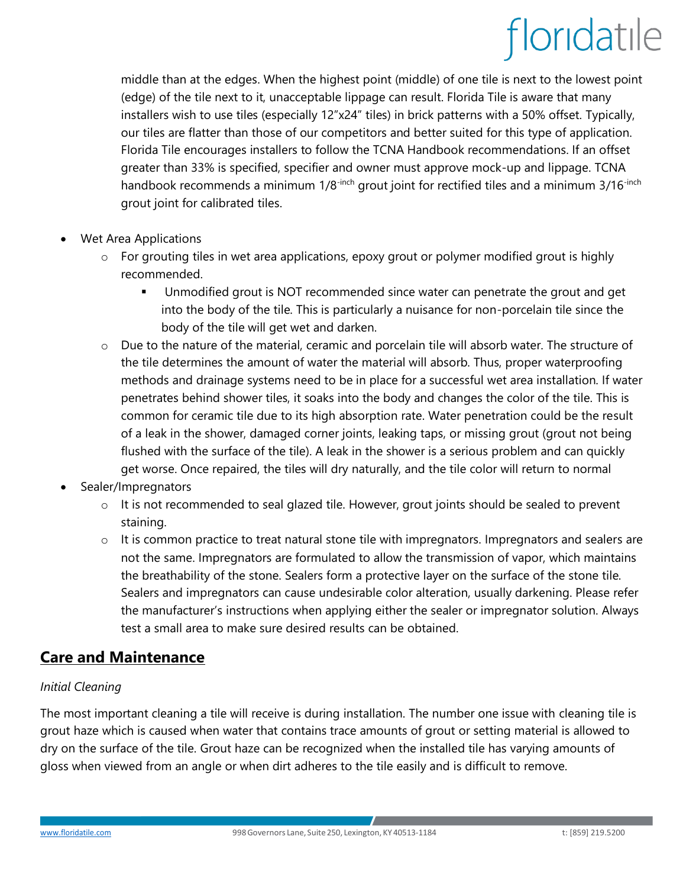middle than at the edges. When the highest point (middle) of one tile is next to the lowest point (edge) of the tile next to it, unacceptable lippage can result. Florida Tile is aware that many installers wish to use tiles (especially 12"x24" tiles) in brick patterns with a 50% offset. Typically, our tiles are flatter than those of our competitors and better suited for this type of application. Florida Tile encourages installers to follow the TCNA Handbook recommendations. If an offset greater than 33% is specified, specifier and owner must approve mock-up and lippage. TCNA handbook recommends a minimum 1/8-inch grout joint for rectified tiles and a minimum 3/16-inch grout joint for calibrated tiles.

- Wet Area Applications
  - For grouting tiles in wet area applications, epoxy grout or polymer modified grout is highly recommended.
    - Unmodified grout is NOT recommended since water can penetrate the grout and get into the body of the tile. This is particularly a nuisance for non-porcelain tile since the body of the tile will get wet and darken.
  - Due to the nature of the material, ceramic and porcelain tile will absorb water. The structure of the tile determines the amount of water the material will absorb. Thus, proper waterproofing methods and drainage systems need to be in place for a successful wet area installation. If water penetrates behind shower tiles, it soaks into the body and changes the color of the tile. This is common for ceramic tile due to its high absorption rate. Water penetration could be the result of a leak in the shower, damaged corner joints, leaking taps, or missing grout (grout not being flushed with the surface of the tile). A leak in the shower is a serious problem and can quickly get worse. Once repaired, the tiles will dry naturally, and the tile color will return to normal
- Sealer/Impregnators
  - It is not recommended to seal glazed tile. However, grout joints should be sealed to prevent staining.
  - It is common practice to treat natural stone tile with impregnators. Impregnators and sealers are not the same. Impregnators are formulated to allow the transmission of vapor, which maintains the breathability of the stone. Sealers form a protective layer on the surface of the stone tile. Sealers and impregnators can cause undesirable color alteration, usually darkening. Please refer the manufacturer's instructions when applying either the sealer or impregnator solution. Always test a small area to make sure desired results can be obtained.

## Care and Maintenance

*Initial Cleaning*

The most important cleaning a tile will receive is during installation. The number one issue with cleaning tile is grout haze which is caused when water that contains trace amounts of grout or setting material is allowed to dry on the surface of the tile. Grout haze can be recognized when the installed tile has varying amounts of gloss when viewed from an angle or when dirt adheres to the tile easily and is difficult to remove.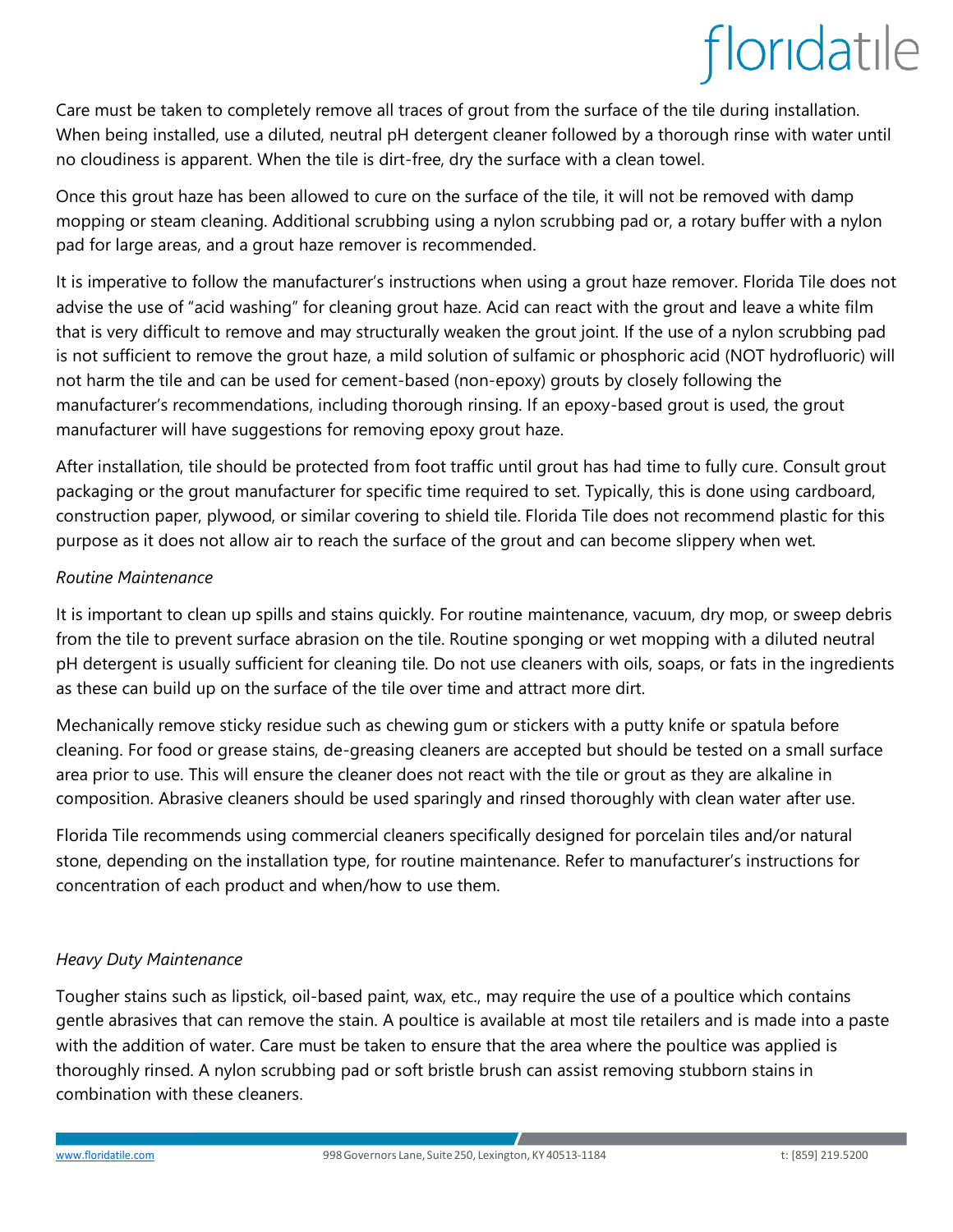Care must be taken to completely remove all traces of grout from the surface of the tile during installation. When being installed, use a diluted, neutral pH detergent cleaner followed by a thorough rinse with water until no cloudiness is apparent. When the tile is dirt-free, dry the surface with a clean towel.

Once this grout haze has been allowed to cure on the surface of the tile, it will not be removed with damp mopping or steam cleaning. Additional scrubbing using a nylon scrubbing pad or, a rotary buffer with a nylon pad for large areas, and a grout haze remover is recommended.

It is imperative to follow the manufacturer's instructions when using a grout haze remover. Florida Tile does not advise the use of "acid washing" for cleaning grout haze. Acid can react with the grout and leave a white film that is very difficult to remove and may structurally weaken the grout joint. If the use of a nylon scrubbing pad is not sufficient to remove the grout haze, a mild solution of sulfamic or phosphoric acid (NOT hydrofluoric) will not harm the tile and can be used for cement-based (non-epoxy) grouts by closely following the manufacturer's recommendations, including thorough rinsing. If an epoxy-based grout is used, the grout manufacturer will have suggestions for removing epoxy grout haze.

After installation, tile should be protected from foot traffic until grout has had time to fully cure. Consult grout packaging or the grout manufacturer for specific time required to set. Typically, this is done using cardboard, construction paper, plywood, or similar covering to shield tile. Florida Tile does not recommend plastic for this purpose as it does not allow air to reach the surface of the grout and can become slippery when wet.

*Routine Maintenance*

It is important to clean up spills and stains quickly. For routine maintenance, vacuum, dry mop, or sweep debris from the tile to prevent surface abrasion on the tile. Routine sponging or wet mopping with a diluted neutral pH detergent is usually sufficient for cleaning tile. Do not use cleaners with oils, soaps, or fats in the ingredients as these can build up on the surface of the tile over time and attract more dirt.

Mechanically remove sticky residue such as chewing gum or stickers with a putty knife or spatula before cleaning. For food or grease stains, de-greasing cleaners are accepted but should be tested on a small surface area prior to use. This will ensure the cleaner does not react with the tile or grout as they are alkaline in composition. Abrasive cleaners should be used sparingly and rinsed thoroughly with clean water after use.

Florida Tile recommends using commercial cleaners specifically designed for porcelain tiles and/or natural stone, depending on the installation type, for routine maintenance. Refer to manufacturer's instructions for concentration of each product and when/how to use them.

*Heavy Duty Maintenance*

Tougher stains such as lipstick, oil-based paint, wax, etc., may require the use of a poultice which contains gentle abrasives that can remove the stain. A poultice is available at most tile retailers and is made into a paste with the addition of water. Care must be taken to ensure that the area where the poultice was applied is thoroughly rinsed. A nylon scrubbing pad or soft bristle brush can assist removing stubborn stains in combination with these cleaners.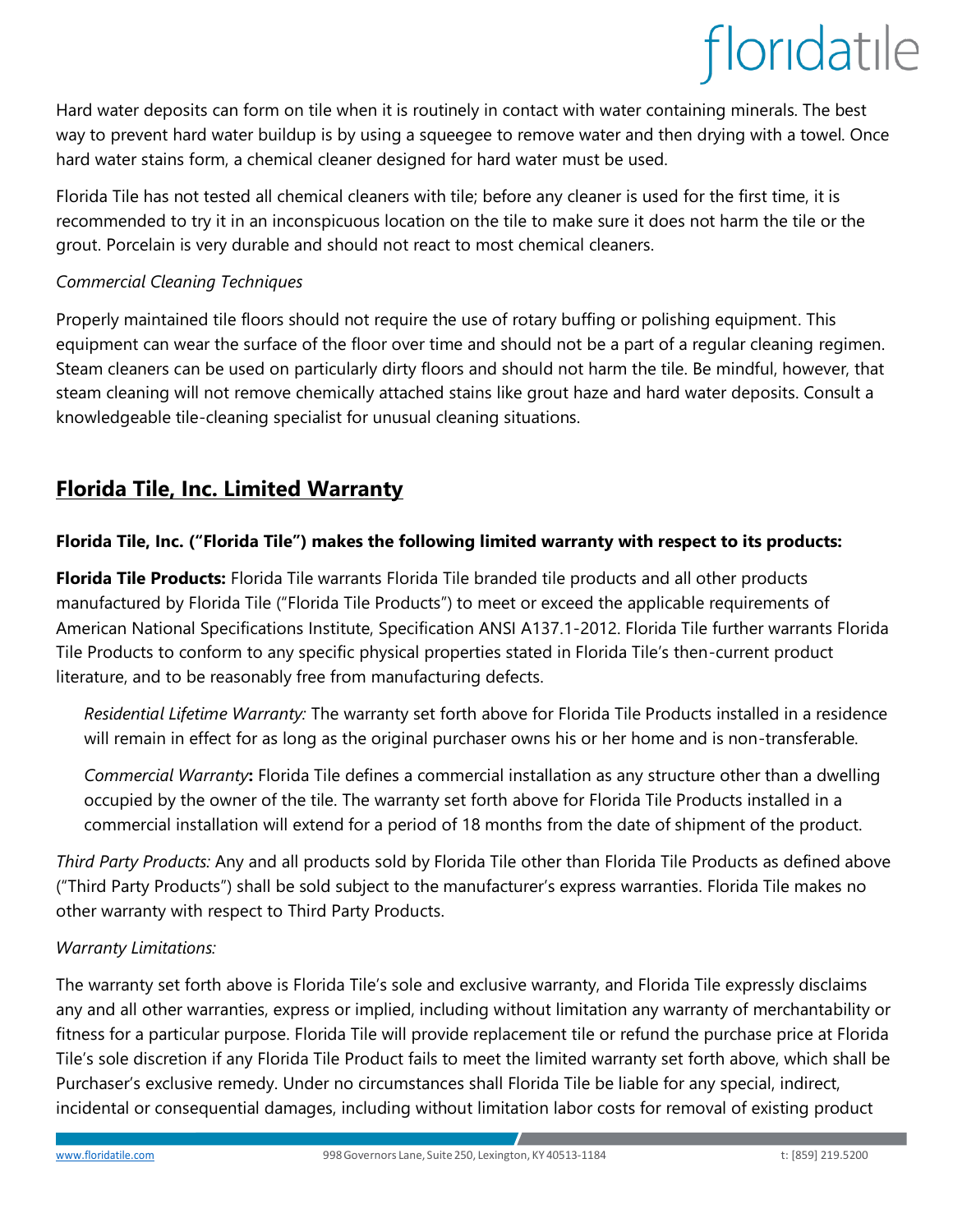Hard water deposits can form on tile when it is routinely in contact with water containing minerals. The best way to prevent hard water buildup is by using a squeegee to remove water and then drying with a towel. Once hard water stains form, a chemical cleaner designed for hard water must be used.

Florida Tile has not tested all chemical cleaners with tile; before any cleaner is used for the first time, it is recommended to try it in an inconspicuous location on the tile to make sure it does not harm the tile or the grout. Porcelain is very durable and should not react to most chemical cleaners.

*Commercial Cleaning Techniques*

Properly maintained tile floors should not require the use of rotary buffing or polishing equipment. This equipment can wear the surface of the floor over time and should not be a part of a regular cleaning regimen. Steam cleaners can be used on particularly dirty floors and should not harm the tile. Be mindful, however, that steam cleaning will not remove chemically attached stains like grout haze and hard water deposits. Consult a knowledgeable tile-cleaning specialist for unusual cleaning situations.

## Florida Tile, Inc. Limited Warranty

**Florida Tile, Inc. ("Florida Tile") makes the following limited warranty with respect to its products:**

**Florida Tile Products:** Florida Tile warrants Florida Tile branded tile products and all other products manufactured by Florida Tile ("Florida Tile Products") to meet or exceed the applicable requirements of American National Specifications Institute, Specification ANSI A137.1-2012. Florida Tile further warrants Florida Tile Products to conform to any specific physical properties stated in Florida Tile's then-current product literature, and to be reasonably free from manufacturing defects.

*Residential Lifetime Warranty:* The warranty set forth above for Florida Tile Products installed in a residence will remain in effect for as long as the original purchaser owns his or her home and is non-transferable.

*Commercial Warranty***:** Florida Tile defines a commercial installation as any structure other than a dwelling occupied by the owner of the tile. The warranty set forth above for Florida Tile Products installed in a commercial installation will extend for a period of 18 months from the date of shipment of the product.

*Third Party Products:* Any and all products sold by Florida Tile other than Florida Tile Products as defined above ("Third Party Products") shall be sold subject to the manufacturer's express warranties. Florida Tile makes no other warranty with respect to Third Party Products.

*Warranty Limitations:*

The warranty set forth above is Florida Tile's sole and exclusive warranty, and Florida Tile expressly disclaims any and all other warranties, express or implied, including without limitation any warranty of merchantability or fitness for a particular purpose. Florida Tile will provide replacement tile or refund the purchase price at Florida Tile's sole discretion if any Florida Tile Product fails to meet the limited warranty set forth above, which shall be Purchaser's exclusive remedy. Under no circumstances shall Florida Tile be liable for any special, indirect, incidental or consequential damages, including without limitation labor costs for removal of existing product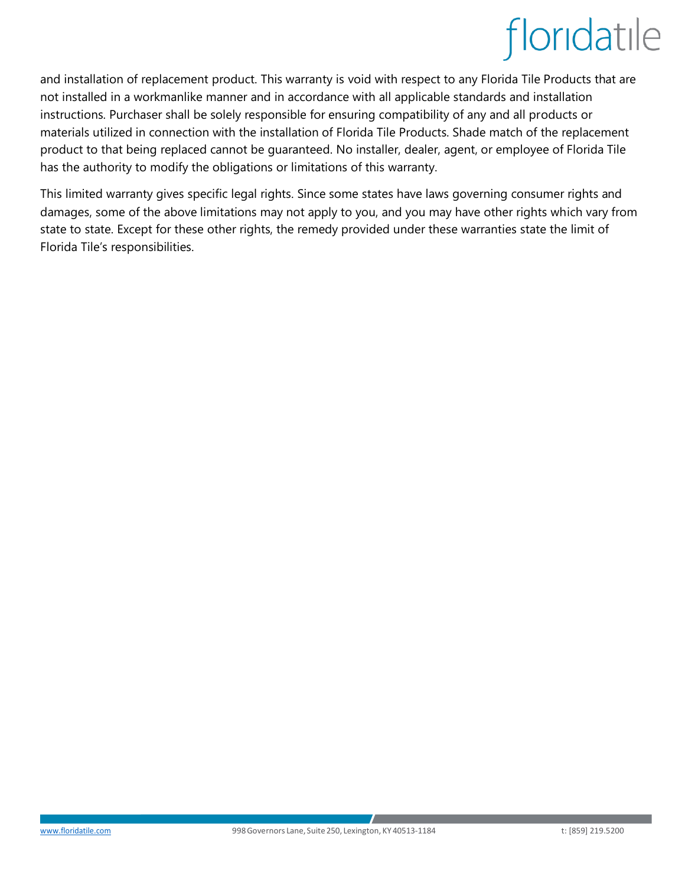and installation of replacement product. This warranty is void with respect to any Florida Tile Products that are not installed in a workmanlike manner and in accordance with all applicable standards and installation instructions. Purchaser shall be solely responsible for ensuring compatibility of any and all products or materials utilized in connection with the installation of Florida Tile Products. Shade match of the replacement product to that being replaced cannot be guaranteed. No installer, dealer, agent, or employee of Florida Tile has the authority to modify the obligations or limitations of this warranty.

This limited warranty gives specific legal rights. Since some states have laws governing consumer rights and damages, some of the above limitations may not apply to you, and you may have other rights which vary from state to state. Except for these other rights, the remedy provided under these warranties state the limit of Florida Tile's responsibilities.